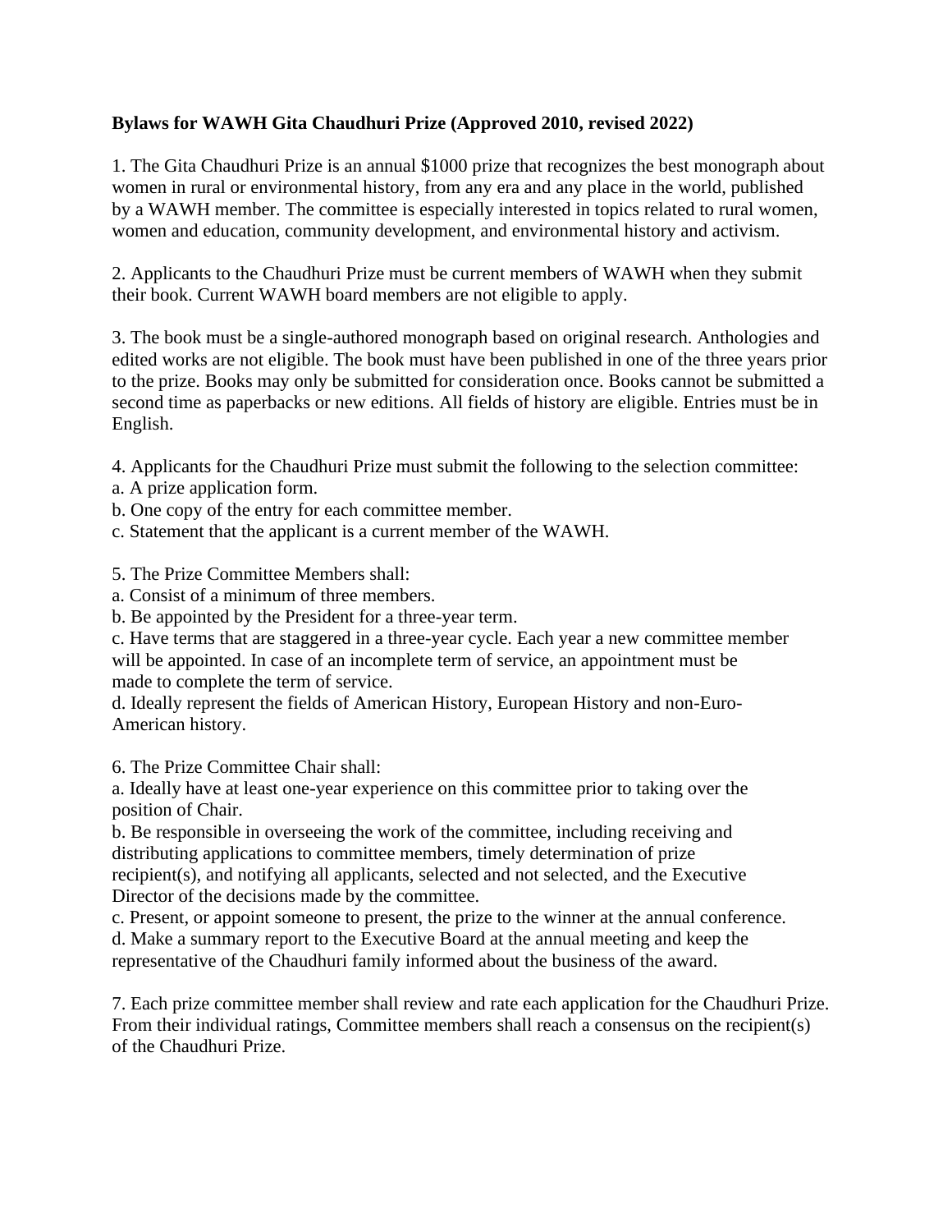**Bylaws for WAWH Gita Chaudhuri Prize (Approved 2010, revised 2022)**

1. The Gita Chaudhuri Prize is an annual $1000 prize that recognizes the best monograph about women in rural or environmental history, from any era and any place in the world, published by a WAWH member. The committee is especially interested in topics related to rural women, women and education, community development, and environmental history and activism.

2. Applicants to the Chaudhuri Prize must be current members of WAWH when they submit their book. Current WAWH board members are not eligible to apply.

3. The book must be a single-authored monograph based on original research. Anthologies and edited works are not eligible. The book must have been published in one of the three years prior to the prize. Books may only be submitted for consideration once. Books cannot be submitted a second time as paperbacks or new editions. All fields of history are eligible. Entries must be in English.

4. Applicants for the Chaudhuri Prize must submit the following to the selection committee:
a. A prize application form.
b. One copy of the entry for each committee member.
c. Statement that the applicant is a current member of the WAWH.

5. The Prize Committee Members shall:
a. Consist of a minimum of three members.
b. Be appointed by the President for a three-year term.
c. Have terms that are staggered in a three-year cycle. Each year a new committee member will be appointed. In case of an incomplete term of service, an appointment must be made to complete the term of service.
d. Ideally represent the fields of American History, European History and non-Euro-American history.

6. The Prize Committee Chair shall:
a. Ideally have at least one-year experience on this committee prior to taking over the position of Chair.
b. Be responsible in overseeing the work of the committee, including receiving and distributing applications to committee members, timely determination of prize recipient(s), and notifying all applicants, selected and not selected, and the Executive Director of the decisions made by the committee.
c. Present, or appoint someone to present, the prize to the winner at the annual conference.
d. Make a summary report to the Executive Board at the annual meeting and keep the representative of the Chaudhuri family informed about the business of the award.

7. Each prize committee member shall review and rate each application for the Chaudhuri Prize. From their individual ratings, Committee members shall reach a consensus on the recipient(s) of the Chaudhuri Prize.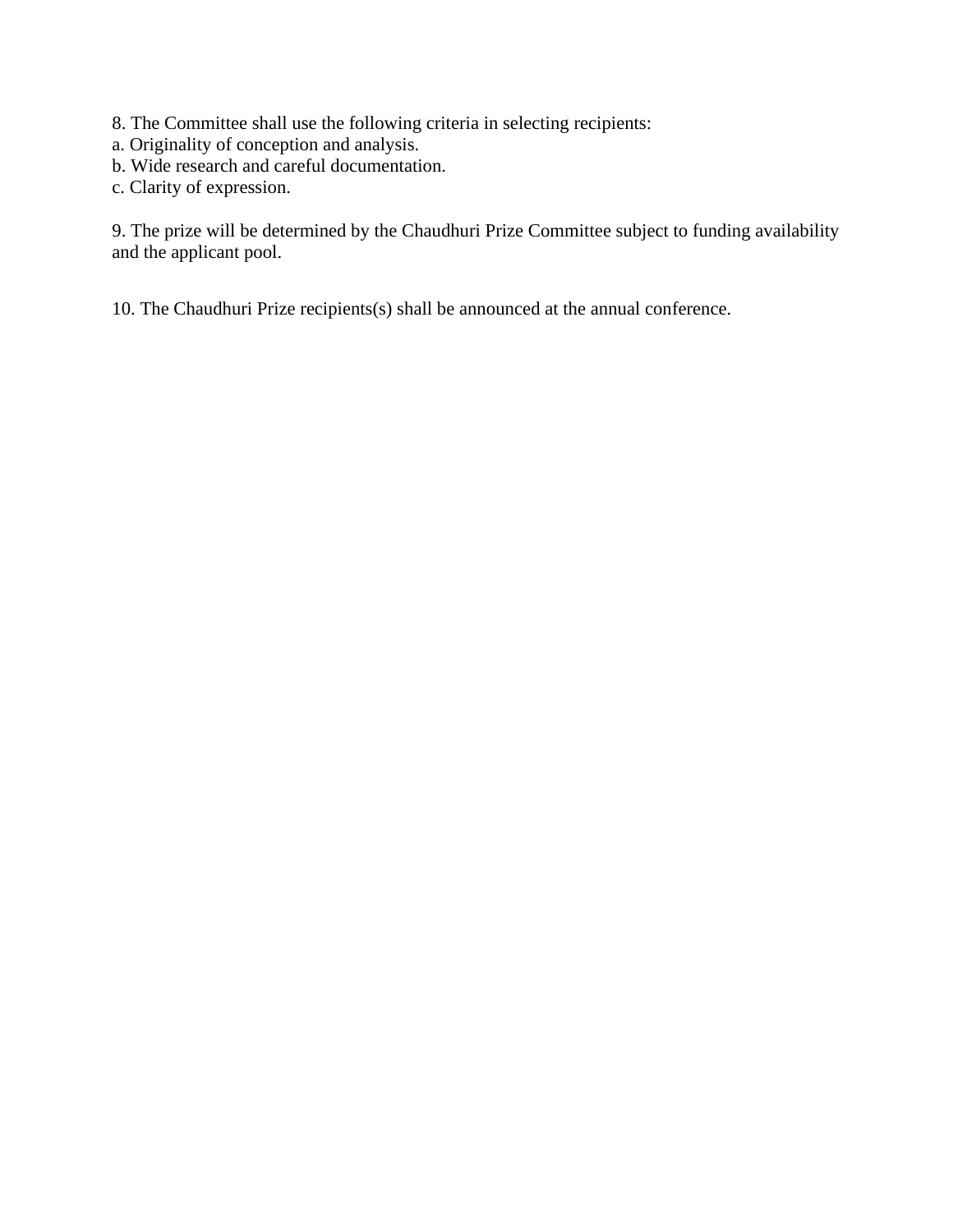8. The Committee shall use the following criteria in selecting recipients:

a. Originality of conception and analysis.

b. Wide research and careful documentation.

c. Clarity of expression.

9. The prize will be determined by the Chaudhuri Prize Committee subject to funding availability and the applicant pool.

10. The Chaudhuri Prize recipients(s) shall be announced at the annual conference.